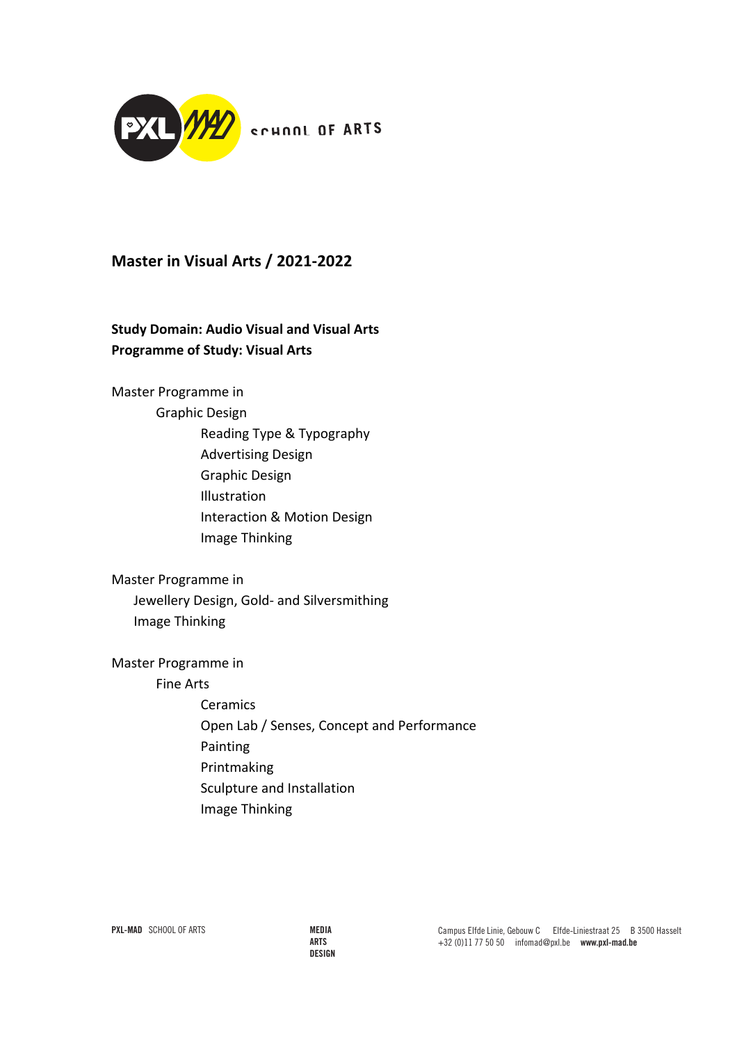# Master in Visual Arts / 2021-2022

**Study Domain: Audio Visual and Visual Arts**
**Programme of Study: Visual Arts**

Master Programme in
- Graphic Design
  - Reading Type & Typography
  - Advertising Design
  - Graphic Design
  - Illustration
  - Interaction & Motion Design
  - Image Thinking

Master Programme in
- Jewellery Design, Gold- and Silversmithing
- Image Thinking

Master Programme in
- Fine Arts
  - Ceramics
  - Open Lab / Senses, Concept and Performance
  - Painting
  - Printmaking
  - Sculpture and Installation
  - Image Thinking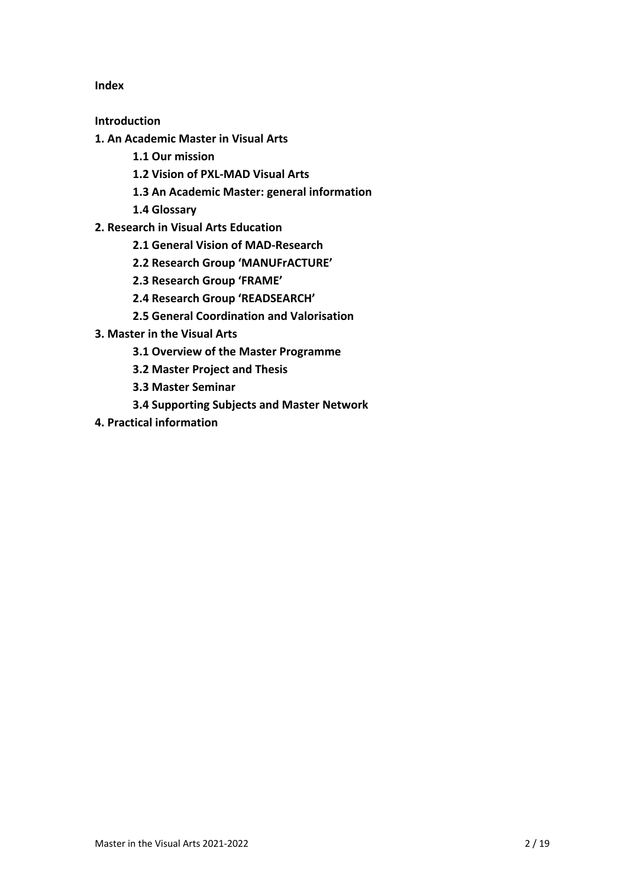**Index**

**Introduction**

**1. An Academic Master in Visual Arts**

- **1.1 Our mission**
- **1.2 Vision of PXL-MAD Visual Arts**
- **1.3 An Academic Master: general information**
- **1.4 Glossary**

**2. Research in Visual Arts Education**

- **2.1 General Vision of MAD-Research**
- **2.2 Research Group 'MANUFrACTURE'**
- **2.3 Research Group 'FRAME'**
- **2.4 Research Group 'READSEARCH'**
- **2.5 General Coordination and Valorisation**

**3. Master in the Visual Arts**

- **3.1 Overview of the Master Programme**
- **3.2 Master Project and Thesis**
- **3.3 Master Seminar**
- **3.4 Supporting Subjects and Master Network**

**4. Practical information**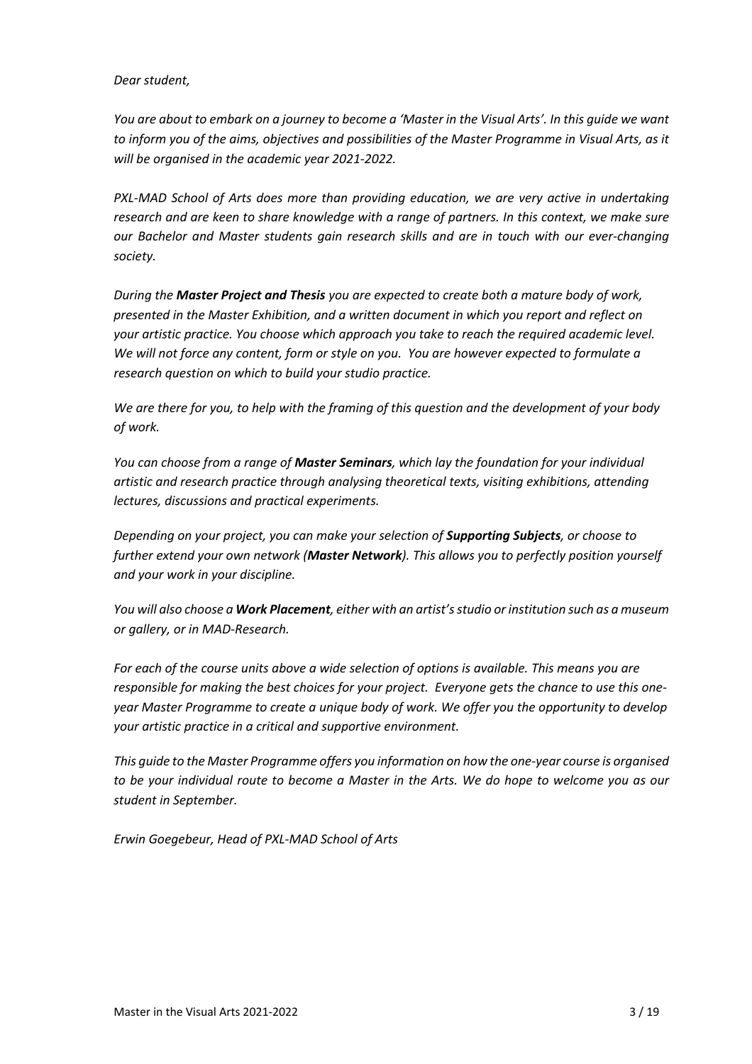*Dear student,*

*You are about to embark on a journey to become a 'Master in the Visual Arts'. In this guide we want to inform you of the aims, objectives and possibilities of the Master Programme in Visual Arts, as it will be organised in the academic year 2021-2022.*

*PXL-MAD School of Arts does more than providing education, we are very active in undertaking research and are keen to share knowledge with a range of partners. In this context, we make sure our Bachelor and Master students gain research skills and are in touch with our ever-changing society.*

*During the **Master Project and Thesis** you are expected to create both a mature body of work, presented in the Master Exhibition, and a written document in which you report and reflect on your artistic practice. You choose which approach you take to reach the required academic level. We will not force any content, form or style on you. You are however expected to formulate a research question on which to build your studio practice.*

*We are there for you, to help with the framing of this question and the development of your body of work.*

*You can choose from a range of **Master Seminars**, which lay the foundation for your individual artistic and research practice through analysing theoretical texts, visiting exhibitions, attending lectures, discussions and practical experiments.*

*Depending on your project, you can make your selection of **Supporting Subjects**, or choose to further extend your own network (**Master Network**). This allows you to perfectly position yourself and your work in your discipline.*

*You will also choose a **Work Placement**, either with an artist's studio or institution such as a museum or gallery, or in MAD-Research.*

*For each of the course units above a wide selection of options is available. This means you are responsible for making the best choices for your project. Everyone gets the chance to use this one-year Master Programme to create a unique body of work. We offer you the opportunity to develop your artistic practice in a critical and supportive environment.*

*This guide to the Master Programme offers you information on how the one-year course is organised to be your individual route to become a Master in the Arts. We do hope to welcome you as our student in September.*

*Erwin Goegebeur, Head of PXL-MAD School of Arts*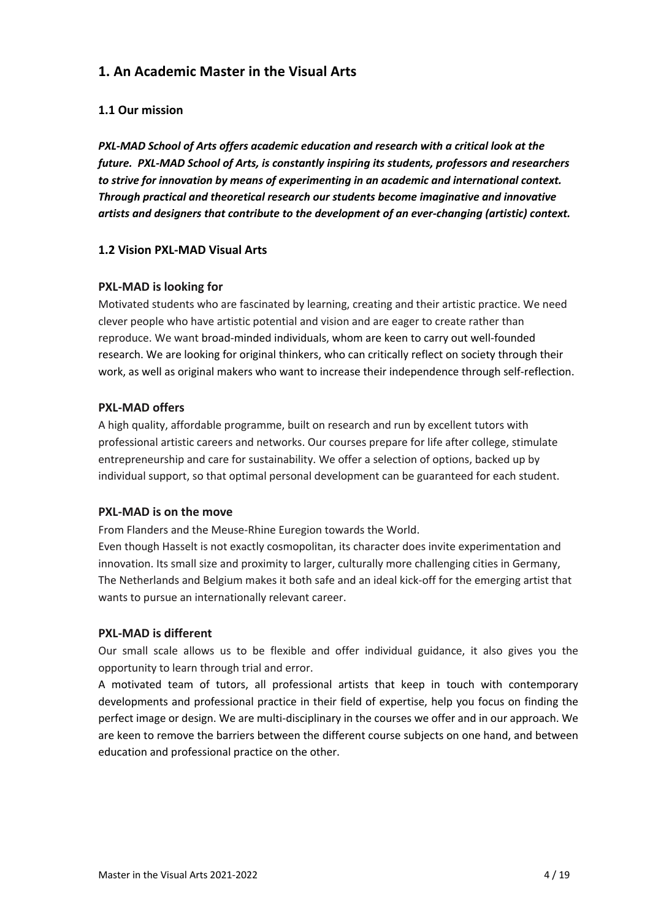# 1. An Academic Master in the Visual Arts

## 1.1 Our mission

***PXL-MAD School of Arts offers academic education and research with a critical look at the future. PXL-MAD School of Arts, is constantly inspiring its students, professors and researchers to strive for innovation by means of experimenting in an academic and international context. Through practical and theoretical research our students become imaginative and innovative artists and designers that contribute to the development of an ever-changing (artistic) context.***

## 1.2 Vision PXL-MAD Visual Arts

### PXL-MAD is looking for

Motivated students who are fascinated by learning, creating and their artistic practice. We need clever people who have artistic potential and vision and are eager to create rather than reproduce. We want broad-minded individuals, whom are keen to carry out well-founded research. We are looking for original thinkers, who can critically reflect on society through their work, as well as original makers who want to increase their independence through self-reflection.

### PXL-MAD offers

A high quality, affordable programme, built on research and run by excellent tutors with professional artistic careers and networks. Our courses prepare for life after college, stimulate entrepreneurship and care for sustainability. We offer a selection of options, backed up by individual support, so that optimal personal development can be guaranteed for each student.

### PXL-MAD is on the move

From Flanders and the Meuse-Rhine Euregion towards the World.

Even though Hasselt is not exactly cosmopolitan, its character does invite experimentation and innovation. Its small size and proximity to larger, culturally more challenging cities in Germany, The Netherlands and Belgium makes it both safe and an ideal kick-off for the emerging artist that wants to pursue an internationally relevant career.

### PXL-MAD is different

Our small scale allows us to be flexible and offer individual guidance, it also gives you the opportunity to learn through trial and error.

A motivated team of tutors, all professional artists that keep in touch with contemporary developments and professional practice in their field of expertise, help you focus on finding the perfect image or design. We are multi-disciplinary in the courses we offer and in our approach. We are keen to remove the barriers between the different course subjects on one hand, and between education and professional practice on the other.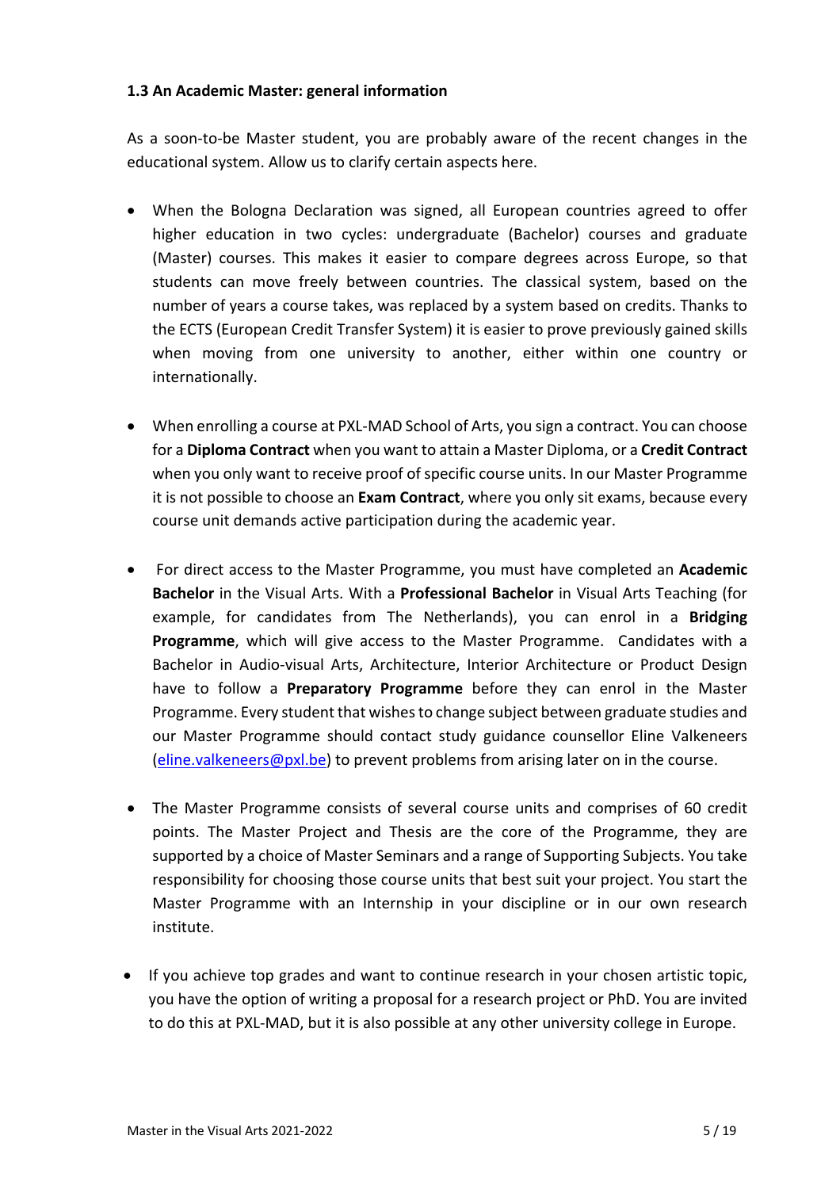### 1.3 An Academic Master: general information

As a soon-to-be Master student, you are probably aware of the recent changes in the educational system. Allow us to clarify certain aspects here.

- When the Bologna Declaration was signed, all European countries agreed to offer higher education in two cycles: undergraduate (Bachelor) courses and graduate (Master) courses. This makes it easier to compare degrees across Europe, so that students can move freely between countries. The classical system, based on the number of years a course takes, was replaced by a system based on credits. Thanks to the ECTS (European Credit Transfer System) it is easier to prove previously gained skills when moving from one university to another, either within one country or internationally.

- When enrolling a course at PXL-MAD School of Arts, you sign a contract. You can choose for a **Diploma Contract** when you want to attain a Master Diploma, or a **Credit Contract** when you only want to receive proof of specific course units. In our Master Programme it is not possible to choose an **Exam Contract**, where you only sit exams, because every course unit demands active participation during the academic year.

- For direct access to the Master Programme, you must have completed an **Academic Bachelor** in the Visual Arts. With a **Professional Bachelor** in Visual Arts Teaching (for example, for candidates from The Netherlands), you can enrol in a **Bridging Programme**, which will give access to the Master Programme. Candidates with a Bachelor in Audio-visual Arts, Architecture, Interior Architecture or Product Design have to follow a **Preparatory Programme** before they can enrol in the Master Programme. Every student that wishes to change subject between graduate studies and our Master Programme should contact study guidance counsellor Eline Valkeneers (eline.valkeneers@pxl.be) to prevent problems from arising later on in the course.

- The Master Programme consists of several course units and comprises of 60 credit points. The Master Project and Thesis are the core of the Programme, they are supported by a choice of Master Seminars and a range of Supporting Subjects. You take responsibility for choosing those course units that best suit your project. You start the Master Programme with an Internship in your discipline or in our own research institute.

- If you achieve top grades and want to continue research in your chosen artistic topic, you have the option of writing a proposal for a research project or PhD. You are invited to do this at PXL-MAD, but it is also possible at any other university college in Europe.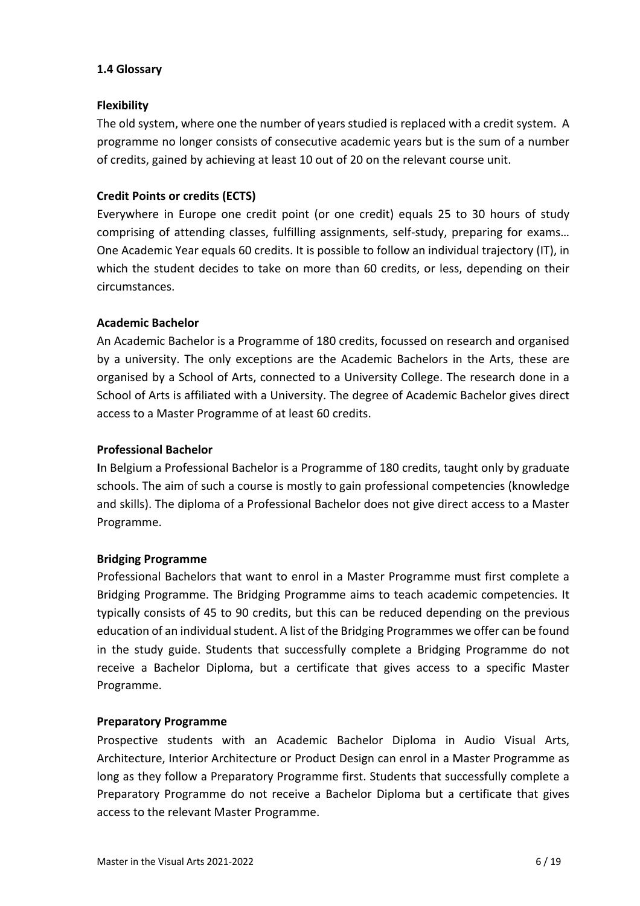### 1.4 Glossary

**Flexibility**

The old system, where one the number of years studied is replaced with a credit system. A programme no longer consists of consecutive academic years but is the sum of a number of credits, gained by achieving at least 10 out of 20 on the relevant course unit.

**Credit Points or credits (ECTS)**

Everywhere in Europe one credit point (or one credit) equals 25 to 30 hours of study comprising of attending classes, fulfilling assignments, self-study, preparing for exams… One Academic Year equals 60 credits. It is possible to follow an individual trajectory (IT), in which the student decides to take on more than 60 credits, or less, depending on their circumstances.

**Academic Bachelor**

An Academic Bachelor is a Programme of 180 credits, focussed on research and organised by a university. The only exceptions are the Academic Bachelors in the Arts, these are organised by a School of Arts, connected to a University College. The research done in a School of Arts is affiliated with a University. The degree of Academic Bachelor gives direct access to a Master Programme of at least 60 credits.

**Professional Bachelor**

**I**n Belgium a Professional Bachelor is a Programme of 180 credits, taught only by graduate schools. The aim of such a course is mostly to gain professional competencies (knowledge and skills). The diploma of a Professional Bachelor does not give direct access to a Master Programme.

**Bridging Programme**

Professional Bachelors that want to enrol in a Master Programme must first complete a Bridging Programme. The Bridging Programme aims to teach academic competencies. It typically consists of 45 to 90 credits, but this can be reduced depending on the previous education of an individual student. A list of the Bridging Programmes we offer can be found in the study guide. Students that successfully complete a Bridging Programme do not receive a Bachelor Diploma, but a certificate that gives access to a specific Master Programme.

**Preparatory Programme**

Prospective students with an Academic Bachelor Diploma in Audio Visual Arts, Architecture, Interior Architecture or Product Design can enrol in a Master Programme as long as they follow a Preparatory Programme first. Students that successfully complete a Preparatory Programme do not receive a Bachelor Diploma but a certificate that gives access to the relevant Master Programme.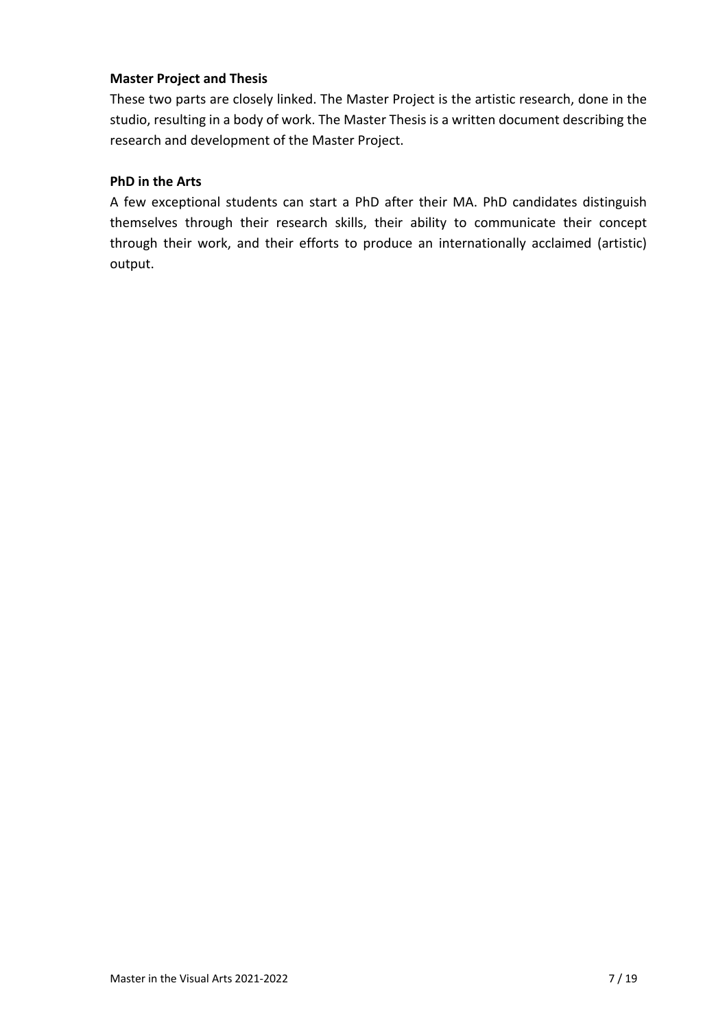**Master Project and Thesis**

These two parts are closely linked. The Master Project is the artistic research, done in the studio, resulting in a body of work. The Master Thesis is a written document describing the research and development of the Master Project.

**PhD in the Arts**

A few exceptional students can start a PhD after their MA. PhD candidates distinguish themselves through their research skills, their ability to communicate their concept through their work, and their efforts to produce an internationally acclaimed (artistic) output.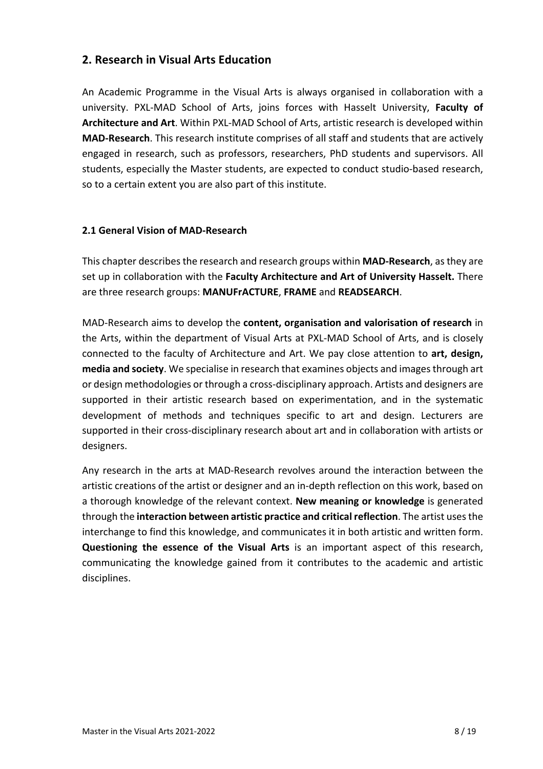## 2. Research in Visual Arts Education

An Academic Programme in the Visual Arts is always organised in collaboration with a university. PXL-MAD School of Arts, joins forces with Hasselt University, **Faculty of Architecture and Art**. Within PXL-MAD School of Arts, artistic research is developed within **MAD-Research**. This research institute comprises of all staff and students that are actively engaged in research, such as professors, researchers, PhD students and supervisors. All students, especially the Master students, are expected to conduct studio-based research, so to a certain extent you are also part of this institute.

### 2.1 General Vision of MAD-Research

This chapter describes the research and research groups within **MAD-Research**, as they are set up in collaboration with the **Faculty Architecture and Art of University Hasselt.** There are three research groups: **MANUFrACTURE**, **FRAME** and **READSEARCH**.

MAD-Research aims to develop the **content, organisation and valorisation of research** in the Arts, within the department of Visual Arts at PXL-MAD School of Arts, and is closely connected to the faculty of Architecture and Art. We pay close attention to **art, design, media and society**. We specialise in research that examines objects and images through art or design methodologies or through a cross-disciplinary approach. Artists and designers are supported in their artistic research based on experimentation, and in the systematic development of methods and techniques specific to art and design. Lecturers are supported in their cross-disciplinary research about art and in collaboration with artists or designers.

Any research in the arts at MAD-Research revolves around the interaction between the artistic creations of the artist or designer and an in-depth reflection on this work, based on a thorough knowledge of the relevant context. **New meaning or knowledge** is generated through the **interaction between artistic practice and critical reflection**. The artist uses the interchange to find this knowledge, and communicates it in both artistic and written form. **Questioning the essence of the Visual Arts** is an important aspect of this research, communicating the knowledge gained from it contributes to the academic and artistic disciplines.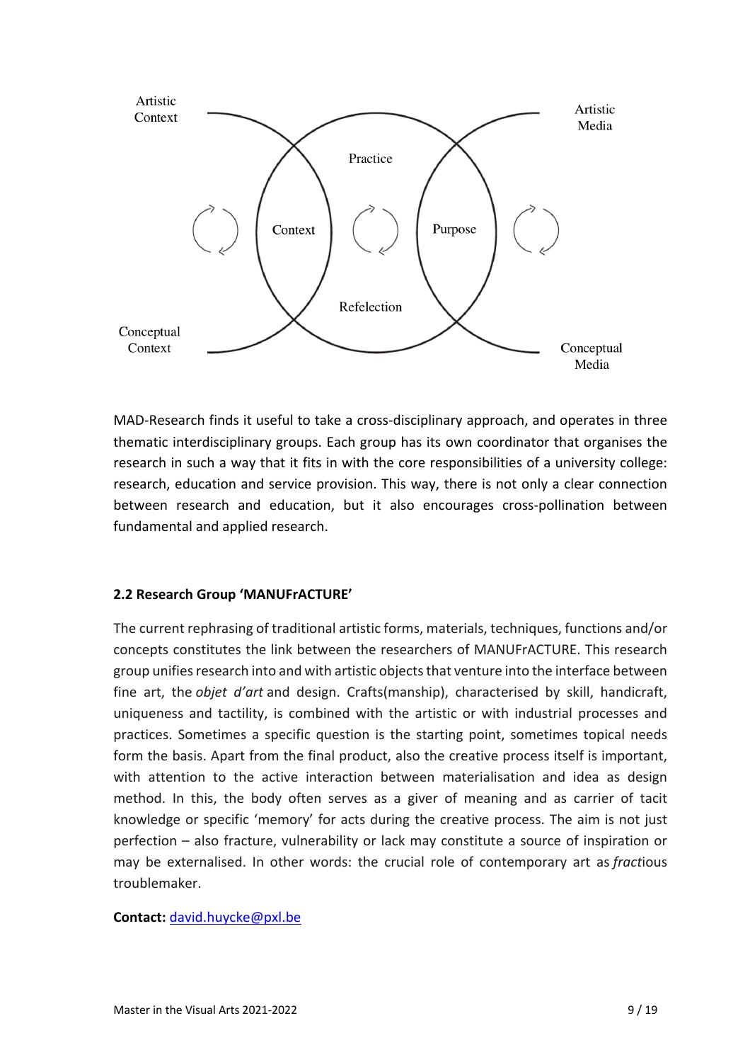MAD-Research finds it useful to take a cross-disciplinary approach, and operates in three thematic interdisciplinary groups. Each group has its own coordinator that organises the research in such a way that it fits in with the core responsibilities of a university college: research, education and service provision. This way, there is not only a clear connection between research and education, but it also encourages cross-pollination between fundamental and applied research.

### 2.2 Research Group 'MANUFrACTURE'

The current rephrasing of traditional artistic forms, materials, techniques, functions and/or concepts constitutes the link between the researchers of MANUFrACTURE. This research group unifies research into and with artistic objects that venture into the interface between fine art, the *objet d'art* and design. Crafts(manship), characterised by skill, handicraft, uniqueness and tactility, is combined with the artistic or with industrial processes and practices. Sometimes a specific question is the starting point, sometimes topical needs form the basis. Apart from the final product, also the creative process itself is important, with attention to the active interaction between materialisation and idea as design method. In this, the body often serves as a giver of meaning and as carrier of tacit knowledge or specific 'memory' for acts during the creative process. The aim is not just perfection – also fracture, vulnerability or lack may constitute a source of inspiration or may be externalised. In other words: the crucial role of contemporary art as *fract*ious troublemaker.

**Contact:** david.huycke@pxl.be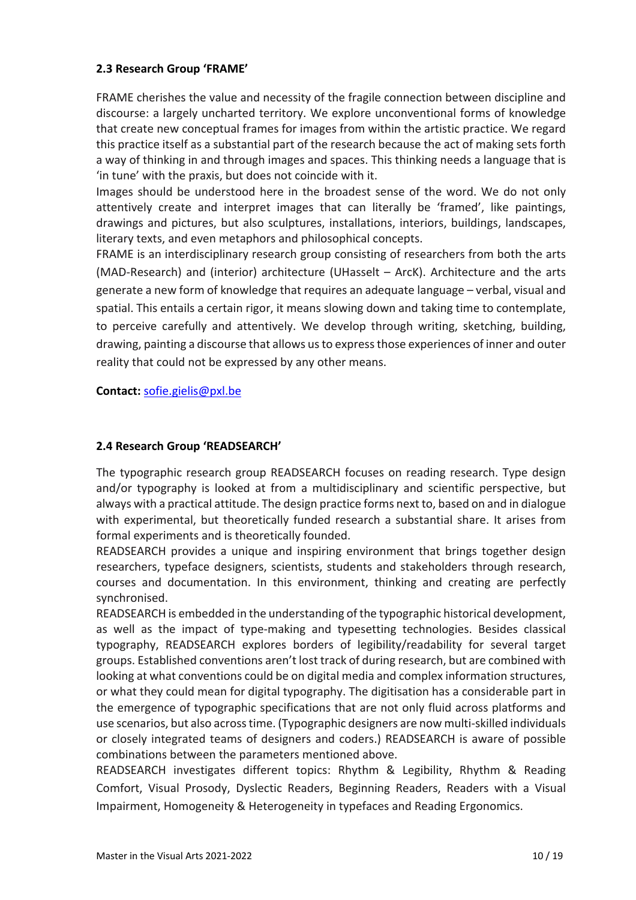### 2.3 Research Group 'FRAME'

FRAME cherishes the value and necessity of the fragile connection between discipline and discourse: a largely uncharted territory. We explore unconventional forms of knowledge that create new conceptual frames for images from within the artistic practice. We regard this practice itself as a substantial part of the research because the act of making sets forth a way of thinking in and through images and spaces. This thinking needs a language that is 'in tune' with the praxis, but does not coincide with it.

Images should be understood here in the broadest sense of the word. We do not only attentively create and interpret images that can literally be 'framed', like paintings, drawings and pictures, but also sculptures, installations, interiors, buildings, landscapes, literary texts, and even metaphors and philosophical concepts.

FRAME is an interdisciplinary research group consisting of researchers from both the arts (MAD-Research) and (interior) architecture (UHasselt – ArcK). Architecture and the arts generate a new form of knowledge that requires an adequate language – verbal, visual and spatial. This entails a certain rigor, it means slowing down and taking time to contemplate, to perceive carefully and attentively. We develop through writing, sketching, building, drawing, painting a discourse that allows us to express those experiences of inner and outer reality that could not be expressed by any other means.

**Contact:** sofie.gielis@pxl.be

### 2.4 Research Group 'READSEARCH'

The typographic research group READSEARCH focuses on reading research. Type design and/or typography is looked at from a multidisciplinary and scientific perspective, but always with a practical attitude. The design practice forms next to, based on and in dialogue with experimental, but theoretically funded research a substantial share. It arises from formal experiments and is theoretically founded.

READSEARCH provides a unique and inspiring environment that brings together design researchers, typeface designers, scientists, students and stakeholders through research, courses and documentation. In this environment, thinking and creating are perfectly synchronised.

READSEARCH is embedded in the understanding of the typographic historical development, as well as the impact of type-making and typesetting technologies. Besides classical typography, READSEARCH explores borders of legibility/readability for several target groups. Established conventions aren't lost track of during research, but are combined with looking at what conventions could be on digital media and complex information structures, or what they could mean for digital typography. The digitisation has a considerable part in the emergence of typographic specifications that are not only fluid across platforms and use scenarios, but also across time. (Typographic designers are now multi-skilled individuals or closely integrated teams of designers and coders.) READSEARCH is aware of possible combinations between the parameters mentioned above.

READSEARCH investigates different topics: Rhythm & Legibility, Rhythm & Reading Comfort, Visual Prosody, Dyslectic Readers, Beginning Readers, Readers with a Visual Impairment, Homogeneity & Heterogeneity in typefaces and Reading Ergonomics.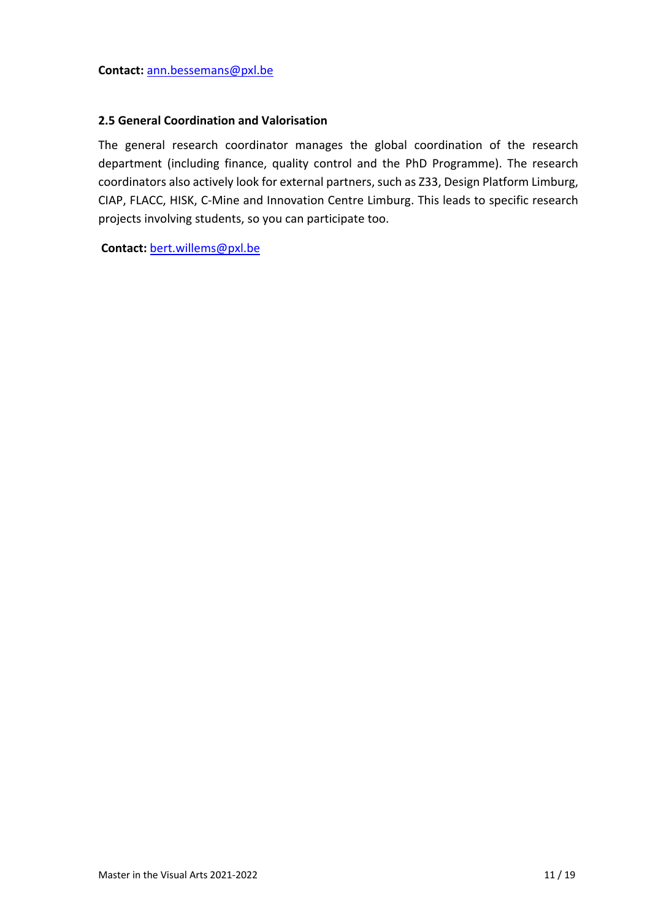**Contact:** ann.bessemans@pxl.be

### 2.5 General Coordination and Valorisation

The general research coordinator manages the global coordination of the research department (including finance, quality control and the PhD Programme). The research coordinators also actively look for external partners, such as Z33, Design Platform Limburg, CIAP, FLACC, HISK, C-Mine and Innovation Centre Limburg. This leads to specific research projects involving students, so you can participate too.

**Contact:** bert.willems@pxl.be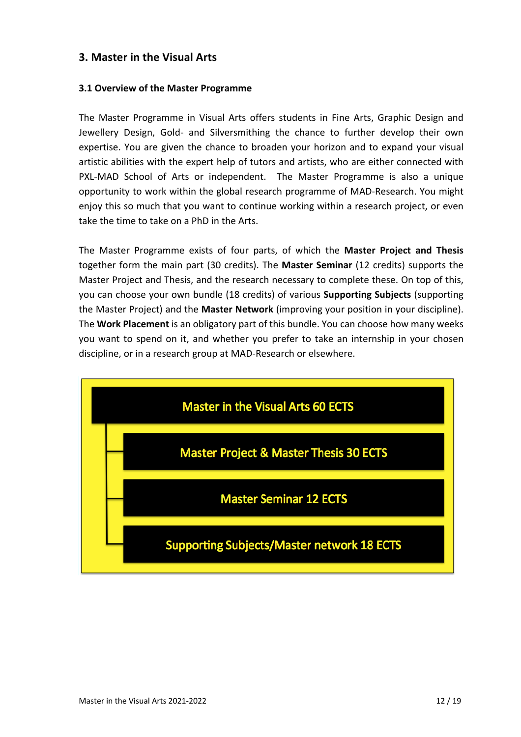## 3. Master in the Visual Arts

### 3.1 Overview of the Master Programme

The Master Programme in Visual Arts offers students in Fine Arts, Graphic Design and Jewellery Design, Gold- and Silversmithing the chance to further develop their own expertise. You are given the chance to broaden your horizon and to expand your visual artistic abilities with the expert help of tutors and artists, who are either connected with PXL-MAD School of Arts or independent. The Master Programme is also a unique opportunity to work within the global research programme of MAD-Research. You might enjoy this so much that you want to continue working within a research project, or even take the time to take on a PhD in the Arts.

The Master Programme exists of four parts, of which the **Master Project and Thesis** together form the main part (30 credits). The **Master Seminar** (12 credits) supports the Master Project and Thesis, and the research necessary to complete these. On top of this, you can choose your own bundle (18 credits) of various **Supporting Subjects** (supporting the Master Project) and the **Master Network** (improving your position in your discipline). The **Work Placement** is an obligatory part of this bundle. You can choose how many weeks you want to spend on it, and whether you prefer to take an internship in your chosen discipline, or in a research group at MAD-Research or elsewhere.

- **Master in the Visual Arts 60 ECTS**
  - Master Project & Master Thesis 30 ECTS
  - Master Seminar 12 ECTS
  - Supporting Subjects/Master network 18 ECTS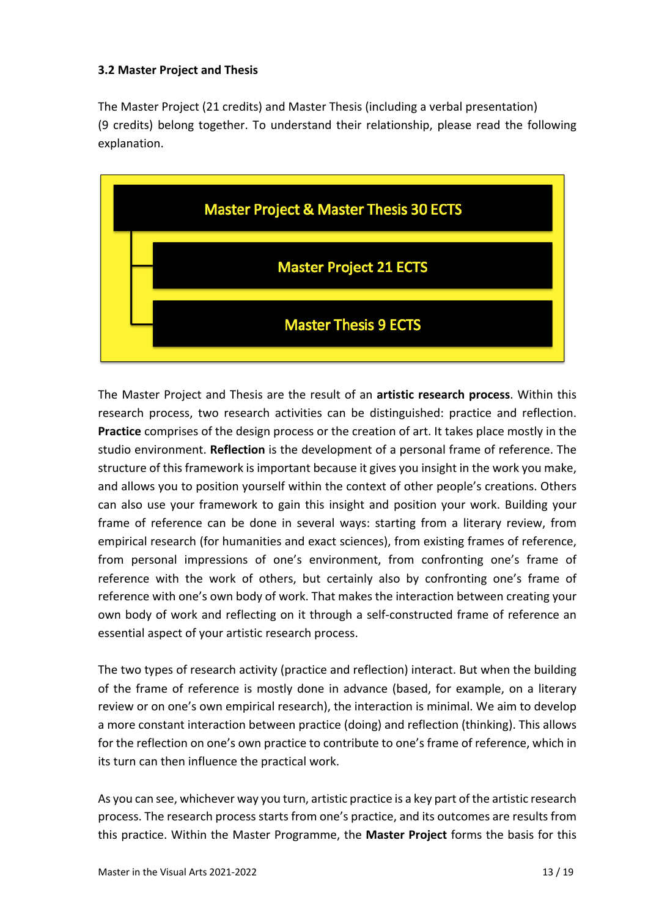### 3.2 Master Project and Thesis

The Master Project (21 credits) and Master Thesis (including a verbal presentation) (9 credits) belong together. To understand their relationship, please read the following explanation.

- **Master Project & Master Thesis 30 ECTS**
  - **Master Project 21 ECTS**
  - **Master Thesis 9 ECTS**

The Master Project and Thesis are the result of an **artistic research process**. Within this research process, two research activities can be distinguished: practice and reflection. **Practice** comprises of the design process or the creation of art. It takes place mostly in the studio environment. **Reflection** is the development of a personal frame of reference. The structure of this framework is important because it gives you insight in the work you make, and allows you to position yourself within the context of other people's creations. Others can also use your framework to gain this insight and position your work. Building your frame of reference can be done in several ways: starting from a literary review, from empirical research (for humanities and exact sciences), from existing frames of reference, from personal impressions of one's environment, from confronting one's frame of reference with the work of others, but certainly also by confronting one's frame of reference with one's own body of work. That makes the interaction between creating your own body of work and reflecting on it through a self-constructed frame of reference an essential aspect of your artistic research process.

The two types of research activity (practice and reflection) interact. But when the building of the frame of reference is mostly done in advance (based, for example, on a literary review or on one's own empirical research), the interaction is minimal. We aim to develop a more constant interaction between practice (doing) and reflection (thinking). This allows for the reflection on one's own practice to contribute to one's frame of reference, which in its turn can then influence the practical work.

As you can see, whichever way you turn, artistic practice is a key part of the artistic research process. The research process starts from one's practice, and its outcomes are results from this practice. Within the Master Programme, the **Master Project** forms the basis for this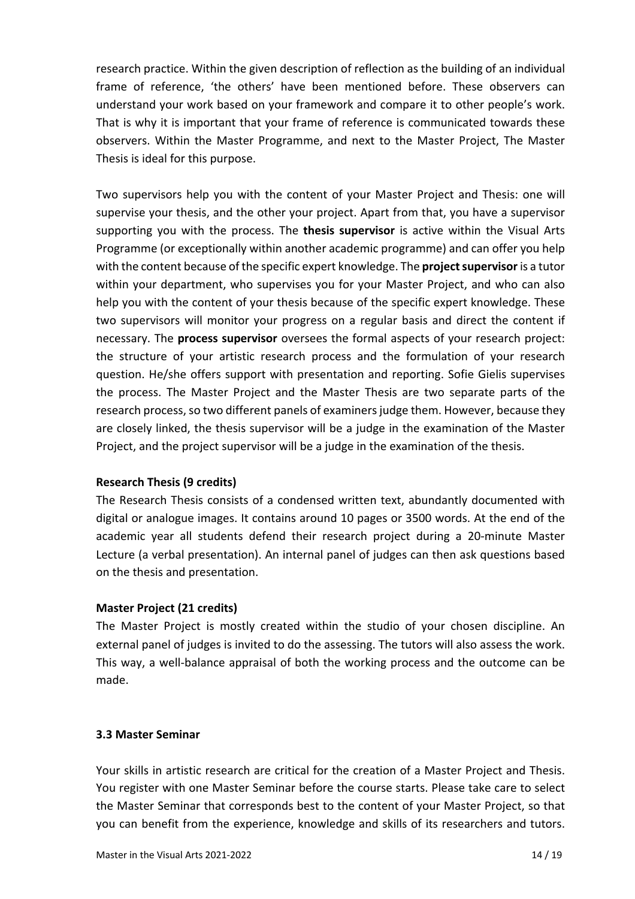research practice. Within the given description of reflection as the building of an individual frame of reference, 'the others' have been mentioned before. These observers can understand your work based on your framework and compare it to other people's work. That is why it is important that your frame of reference is communicated towards these observers. Within the Master Programme, and next to the Master Project, The Master Thesis is ideal for this purpose.

Two supervisors help you with the content of your Master Project and Thesis: one will supervise your thesis, and the other your project. Apart from that, you have a supervisor supporting you with the process. The **thesis supervisor** is active within the Visual Arts Programme (or exceptionally within another academic programme) and can offer you help with the content because of the specific expert knowledge. The **project supervisor** is a tutor within your department, who supervises you for your Master Project, and who can also help you with the content of your thesis because of the specific expert knowledge. These two supervisors will monitor your progress on a regular basis and direct the content if necessary. The **process supervisor** oversees the formal aspects of your research project: the structure of your artistic research process and the formulation of your research question. He/she offers support with presentation and reporting. Sofie Gielis supervises the process. The Master Project and the Master Thesis are two separate parts of the research process, so two different panels of examiners judge them. However, because they are closely linked, the thesis supervisor will be a judge in the examination of the Master Project, and the project supervisor will be a judge in the examination of the thesis.

**Research Thesis (9 credits)**
The Research Thesis consists of a condensed written text, abundantly documented with digital or analogue images. It contains around 10 pages or 3500 words. At the end of the academic year all students defend their research project during a 20-minute Master Lecture (a verbal presentation). An internal panel of judges can then ask questions based on the thesis and presentation.

**Master Project (21 credits)**
The Master Project is mostly created within the studio of your chosen discipline. An external panel of judges is invited to do the assessing. The tutors will also assess the work. This way, a well-balance appraisal of both the working process and the outcome can be made.

### 3.3 Master Seminar

Your skills in artistic research are critical for the creation of a Master Project and Thesis. You register with one Master Seminar before the course starts. Please take care to select the Master Seminar that corresponds best to the content of your Master Project, so that you can benefit from the experience, knowledge and skills of its researchers and tutors.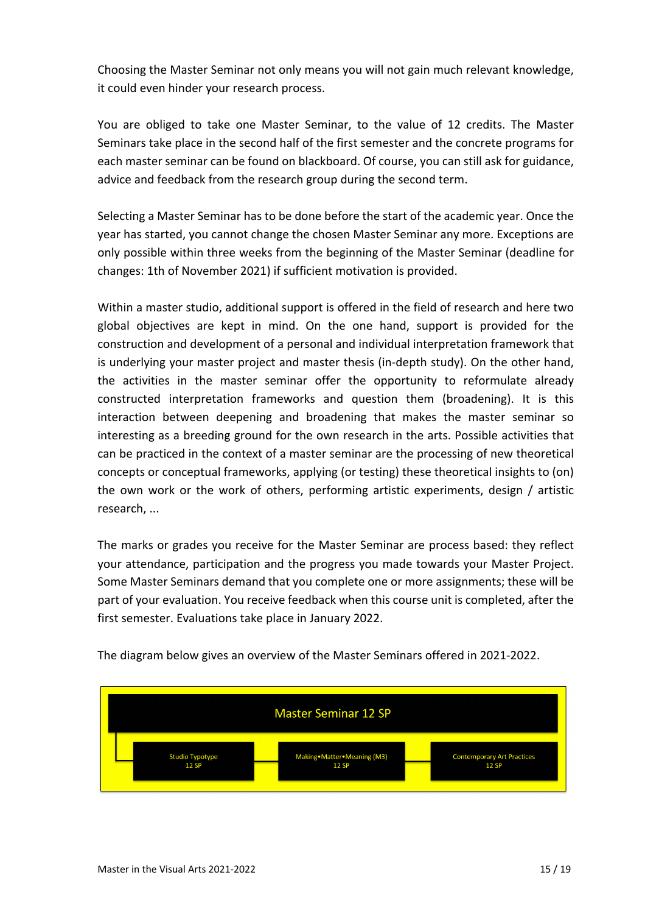Choosing the Master Seminar not only means you will not gain much relevant knowledge, it could even hinder your research process.

You are obliged to take one Master Seminar, to the value of 12 credits. The Master Seminars take place in the second half of the first semester and the concrete programs for each master seminar can be found on blackboard. Of course, you can still ask for guidance, advice and feedback from the research group during the second term.

Selecting a Master Seminar has to be done before the start of the academic year. Once the year has started, you cannot change the chosen Master Seminar any more. Exceptions are only possible within three weeks from the beginning of the Master Seminar (deadline for changes: 1th of November 2021) if sufficient motivation is provided.

Within a master studio, additional support is offered in the field of research and here two global objectives are kept in mind. On the one hand, support is provided for the construction and development of a personal and individual interpretation framework that is underlying your master project and master thesis (in-depth study). On the other hand, the activities in the master seminar offer the opportunity to reformulate already constructed interpretation frameworks and question them (broadening). It is this interaction between deepening and broadening that makes the master seminar so interesting as a breeding ground for the own research in the arts. Possible activities that can be practiced in the context of a master seminar are the processing of new theoretical concepts or conceptual frameworks, applying (or testing) these theoretical insights to (on) the own work or the work of others, performing artistic experiments, design / artistic research, ...

The marks or grades you receive for the Master Seminar are process based: they reflect your attendance, participation and the progress you made towards your Master Project. Some Master Seminars demand that you complete one or more assignments; these will be part of your evaluation. You receive feedback when this course unit is completed, after the first semester. Evaluations take place in January 2022.

The diagram below gives an overview of the Master Seminars offered in 2021-2022.

**Master Seminar 12 SP**

- Studio Typotype 12 SP
- Making•Matter•Meaning (M3) 12 SP
- Contemporary Art Practices 12 SP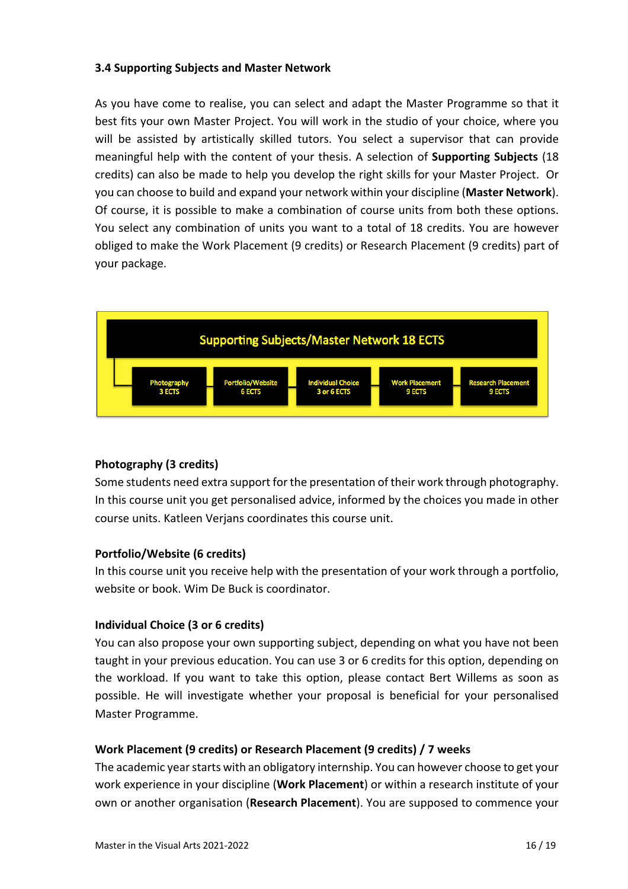### 3.4 Supporting Subjects and Master Network

As you have come to realise, you can select and adapt the Master Programme so that it best fits your own Master Project. You will work in the studio of your choice, where you will be assisted by artistically skilled tutors. You select a supervisor that can provide meaningful help with the content of your thesis. A selection of **Supporting Subjects** (18 credits) can also be made to help you develop the right skills for your Master Project. Or you can choose to build and expand your network within your discipline (**Master Network**). Of course, it is possible to make a combination of course units from both these options. You select any combination of units you want to a total of 18 credits. You are however obliged to make the Work Placement (9 credits) or Research Placement (9 credits) part of your package.

Supporting Subjects/Master Network 18 ECTS

| Photography 3 ECTS | Portfolio/Website 6 ECTS | Individual Choice 3 or 6 ECTS | Work Placement 9 ECTS | Research Placement 9 ECTS |
|---|---|---|---|---|

**Photography (3 credits)**
Some students need extra support for the presentation of their work through photography. In this course unit you get personalised advice, informed by the choices you made in other course units. Katleen Verjans coordinates this course unit.

**Portfolio/Website (6 credits)**
In this course unit you receive help with the presentation of your work through a portfolio, website or book. Wim De Buck is coordinator.

**Individual Choice (3 or 6 credits)**
You can also propose your own supporting subject, depending on what you have not been taught in your previous education. You can use 3 or 6 credits for this option, depending on the workload. If you want to take this option, please contact Bert Willems as soon as possible. He will investigate whether your proposal is beneficial for your personalised Master Programme.

**Work Placement (9 credits) or Research Placement (9 credits) / 7 weeks**
The academic year starts with an obligatory internship. You can however choose to get your work experience in your discipline (**Work Placement**) or within a research institute of your own or another organisation (**Research Placement**). You are supposed to commence your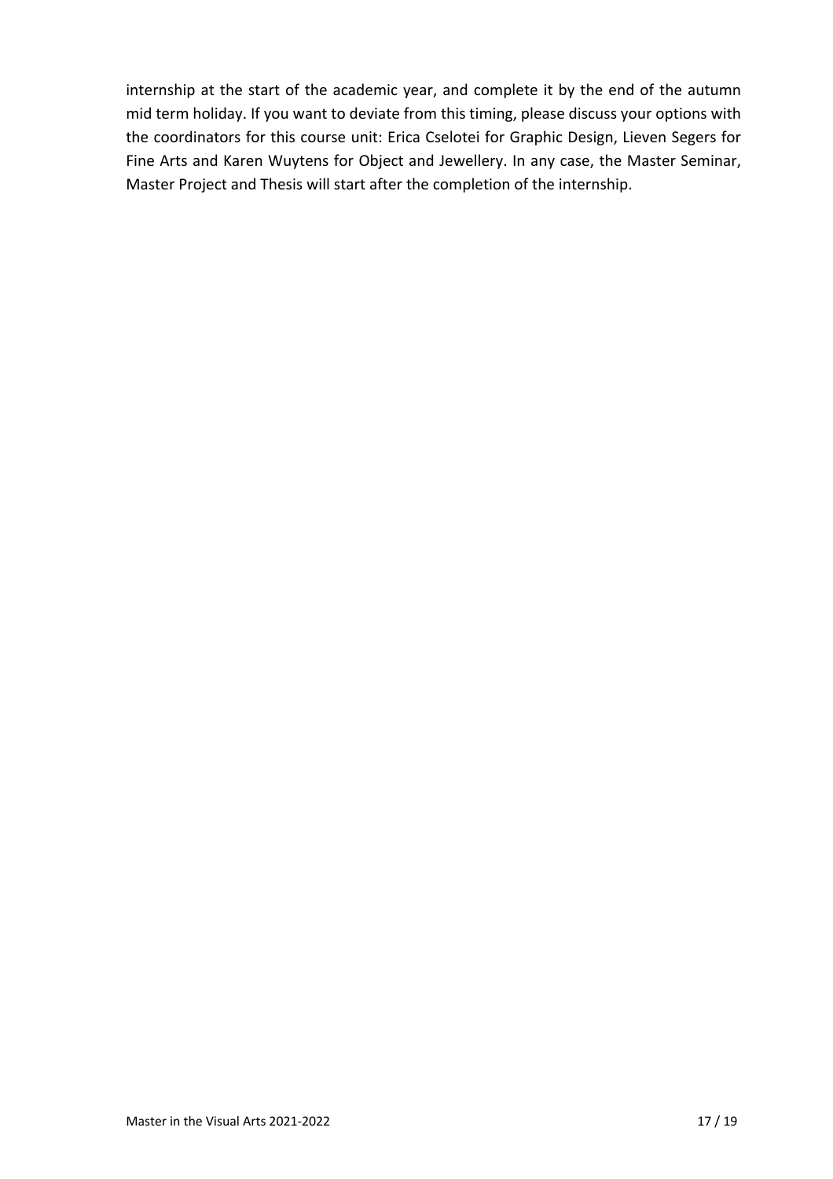internship at the start of the academic year, and complete it by the end of the autumn mid term holiday. If you want to deviate from this timing, please discuss your options with the coordinators for this course unit: Erica Cselotei for Graphic Design, Lieven Segers for Fine Arts and Karen Wuytens for Object and Jewellery. In any case, the Master Seminar, Master Project and Thesis will start after the completion of the internship.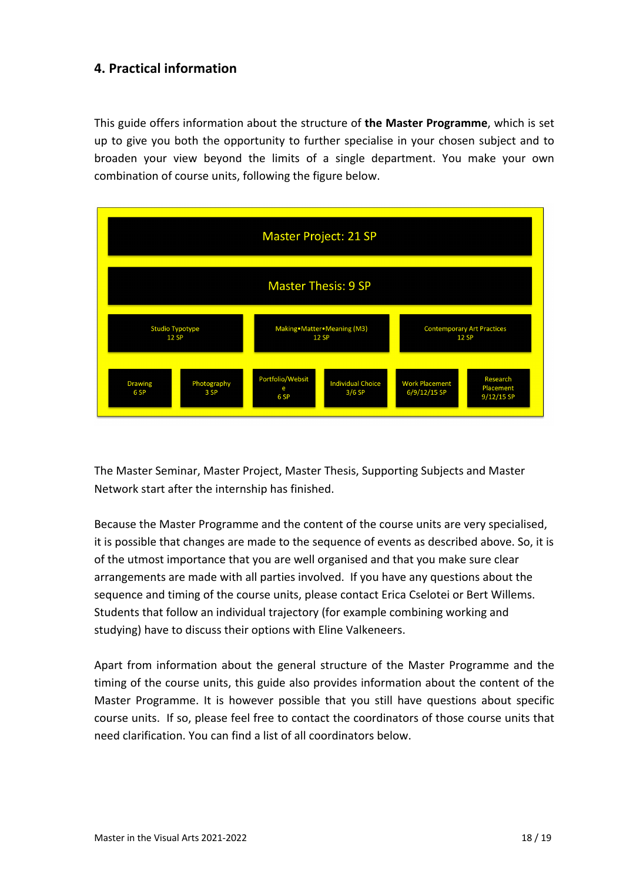## 4. Practical information

This guide offers information about the structure of **the Master Programme**, which is set up to give you both the opportunity to further specialise in your chosen subject and to broaden your view beyond the limits of a single department. You make your own combination of course units, following the figure below.

| Master Project: 21 SP | | | | | |
|---|---|---|---|---|---|
| Master Thesis: 9 SP | | | | | |
| Studio Typotype 12 SP | | Making•Matter•Meaning (M3) 12 SP | | Contemporary Art Practices 12 SP | |
| Drawing 6 SP | Photography 3 SP | Portfolio/Website 6 SP | Individual Choice 3/6 SP | Work Placement 6/9/12/15 SP | Research Placement 9/12/15 SP |

The Master Seminar, Master Project, Master Thesis, Supporting Subjects and Master Network start after the internship has finished.

Because the Master Programme and the content of the course units are very specialised, it is possible that changes are made to the sequence of events as described above. So, it is of the utmost importance that you are well organised and that you make sure clear arrangements are made with all parties involved. If you have any questions about the sequence and timing of the course units, please contact Erica Cselotei or Bert Willems. Students that follow an individual trajectory (for example combining working and studying) have to discuss their options with Eline Valkeneers.

Apart from information about the general structure of the Master Programme and the timing of the course units, this guide also provides information about the content of the Master Programme. It is however possible that you still have questions about specific course units. If so, please feel free to contact the coordinators of those course units that need clarification. You can find a list of all coordinators below.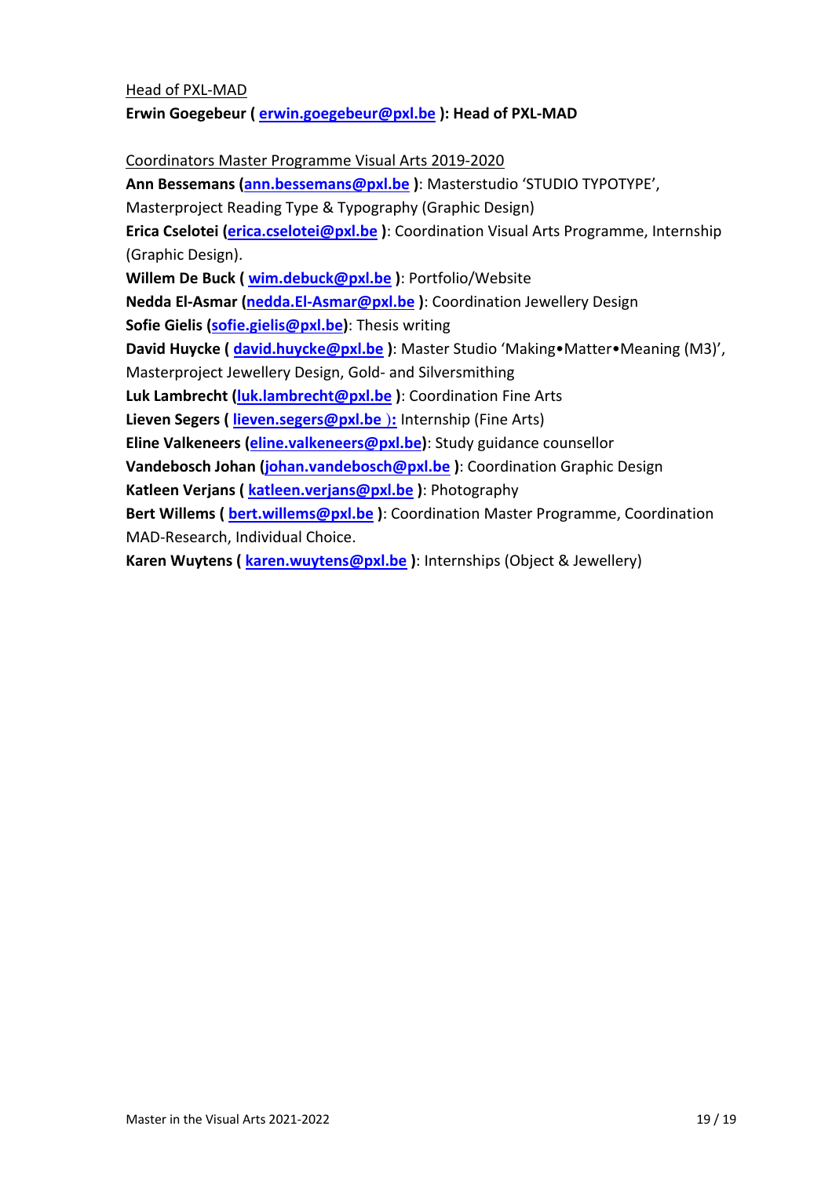Head of PXL-MAD

**Erwin Goegebeur ( erwin.goegebeur@pxl.be ): Head of PXL-MAD**

Coordinators Master Programme Visual Arts 2019-2020

**Ann Bessemans (ann.bessemans@pxl.be )**: Masterstudio 'STUDIO TYPOTYPE', Masterproject Reading Type & Typography (Graphic Design)

**Erica Cselotei (erica.cselotei@pxl.be )**: Coordination Visual Arts Programme, Internship (Graphic Design).

**Willem De Buck ( wim.debuck@pxl.be )**: Portfolio/Website

**Nedda El-Asmar (nedda.El-Asmar@pxl.be )**: Coordination Jewellery Design

**Sofie Gielis (sofie.gielis@pxl.be)**: Thesis writing

**David Huycke ( david.huycke@pxl.be )**: Master Studio 'Making•Matter•Meaning (M3)', Masterproject Jewellery Design, Gold- and Silversmithing

**Luk Lambrecht (luk.lambrecht@pxl.be )**: Coordination Fine Arts

**Lieven Segers ( lieven.segers@pxl.be ):** Internship (Fine Arts)

**Eline Valkeneers (eline.valkeneers@pxl.be)**: Study guidance counsellor

**Vandebosch Johan (johan.vandebosch@pxl.be )**: Coordination Graphic Design

**Katleen Verjans ( katleen.verjans@pxl.be )**: Photography

**Bert Willems ( bert.willems@pxl.be )**: Coordination Master Programme, Coordination MAD-Research, Individual Choice.

**Karen Wuytens ( karen.wuytens@pxl.be )**: Internships (Object & Jewellery)